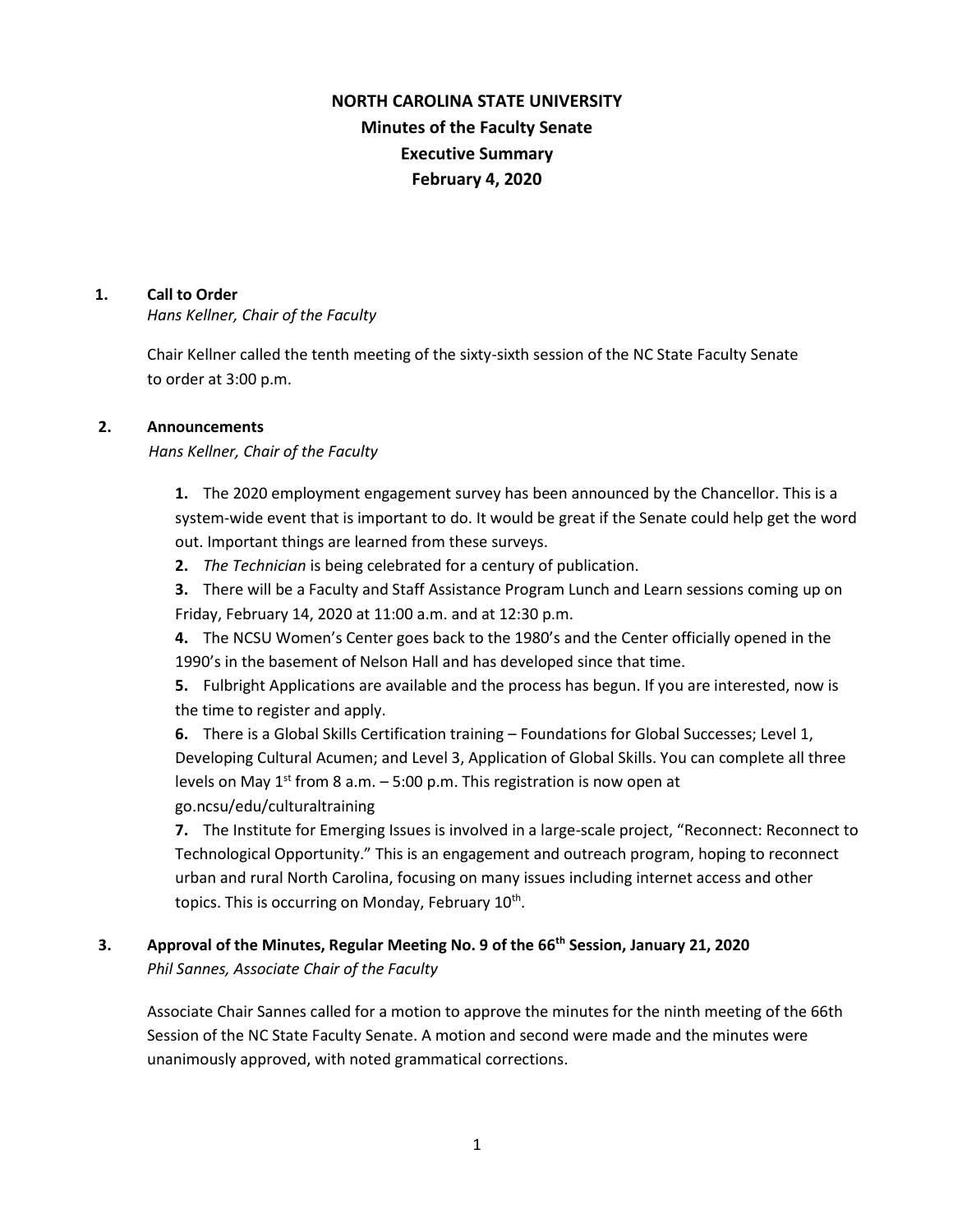# NORTH CAROLINA STATE UNIVERSITY
## Minutes of the Faculty Senate
## Executive Summary
## February 4, 2020

**1. Call to Order**
*Hans Kellner, Chair of the Faculty*

Chair Kellner called the tenth meeting of the sixty-sixth session of the NC State Faculty Senate to order at 3:00 p.m.

**2. Announcements**
*Hans Kellner, Chair of the Faculty*

**1.** The 2020 employment engagement survey has been announced by the Chancellor. This is a system-wide event that is important to do. It would be great if the Senate could help get the word out. Important things are learned from these surveys.

**2.** *The Technician* is being celebrated for a century of publication.

**3.** There will be a Faculty and Staff Assistance Program Lunch and Learn sessions coming up on Friday, February 14, 2020 at 11:00 a.m. and at 12:30 p.m.

**4.** The NCSU Women's Center goes back to the 1980's and the Center officially opened in the 1990's in the basement of Nelson Hall and has developed since that time.

**5.** Fulbright Applications are available and the process has begun. If you are interested, now is the time to register and apply.

**6.** There is a Global Skills Certification training – Foundations for Global Successes; Level 1, Developing Cultural Acumen; and Level 3, Application of Global Skills. You can complete all three levels on May 1st from 8 a.m. – 5:00 p.m. This registration is now open at go.ncsu/edu/culturaltraining

**7.** The Institute for Emerging Issues is involved in a large-scale project, "Reconnect: Reconnect to Technological Opportunity." This is an engagement and outreach program, hoping to reconnect urban and rural North Carolina, focusing on many issues including internet access and other topics. This is occurring on Monday, February 10th.

**3. Approval of the Minutes, Regular Meeting No. 9 of the 66th Session, January 21, 2020**
*Phil Sannes, Associate Chair of the Faculty*

Associate Chair Sannes called for a motion to approve the minutes for the ninth meeting of the 66th Session of the NC State Faculty Senate. A motion and second were made and the minutes were unanimously approved, with noted grammatical corrections.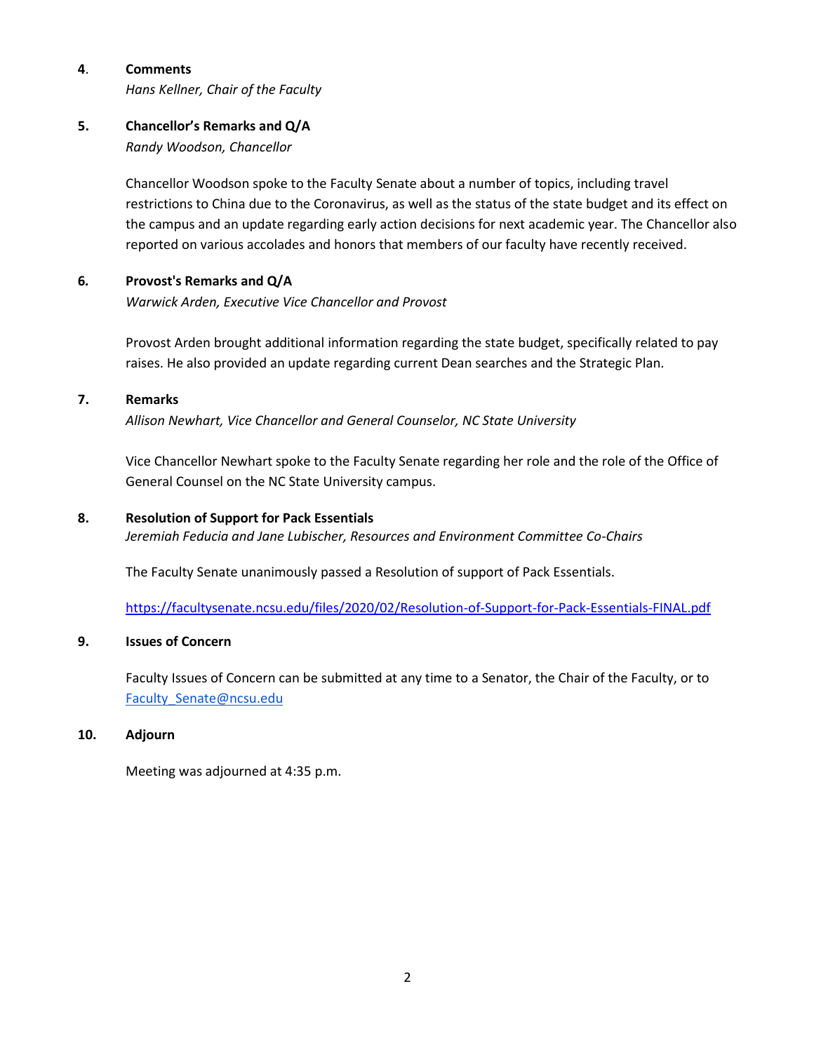**4. Comments**

*Hans Kellner, Chair of the Faculty*

**5. Chancellor's Remarks and Q/A**

*Randy Woodson, Chancellor*

Chancellor Woodson spoke to the Faculty Senate about a number of topics, including travel restrictions to China due to the Coronavirus, as well as the status of the state budget and its effect on the campus and an update regarding early action decisions for next academic year. The Chancellor also reported on various accolades and honors that members of our faculty have recently received.

**6. Provost's Remarks and Q/A**

*Warwick Arden, Executive Vice Chancellor and Provost*

Provost Arden brought additional information regarding the state budget, specifically related to pay raises. He also provided an update regarding current Dean searches and the Strategic Plan.

**7. Remarks**

*Allison Newhart, Vice Chancellor and General Counselor, NC State University*

Vice Chancellor Newhart spoke to the Faculty Senate regarding her role and the role of the Office of General Counsel on the NC State University campus.

**8. Resolution of Support for Pack Essentials**

*Jeremiah Feducia and Jane Lubischer, Resources and Environment Committee Co-Chairs*

The Faculty Senate unanimously passed a Resolution of support of Pack Essentials.

https://facultysenate.ncsu.edu/files/2020/02/Resolution-of-Support-for-Pack-Essentials-FINAL.pdf

**9. Issues of Concern**

Faculty Issues of Concern can be submitted at any time to a Senator, the Chair of the Faculty, or to Faculty_Senate@ncsu.edu

**10. Adjourn**

Meeting was adjourned at 4:35 p.m.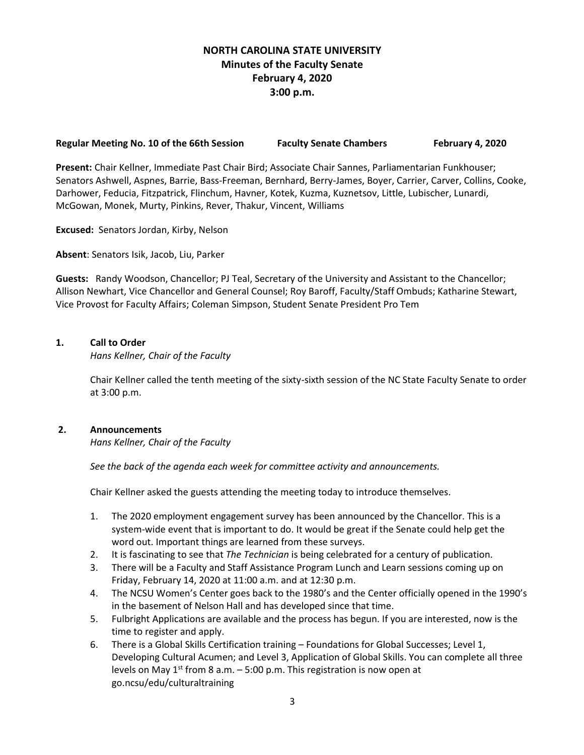# NORTH CAROLINA STATE UNIVERSITY
## Minutes of the Faculty Senate
## February 4, 2020
## 3:00 p.m.

**Regular Meeting No. 10 of the 66th Session** **Faculty Senate Chambers** **February 4, 2020**

**Present:** Chair Kellner, Immediate Past Chair Bird; Associate Chair Sannes, Parliamentarian Funkhouser; Senators Ashwell, Aspnes, Barrie, Bass-Freeman, Bernhard, Berry-James, Boyer, Carrier, Carver, Collins, Cooke, Darhower, Feducia, Fitzpatrick, Flinchum, Havner, Kotek, Kuzma, Kuznetsov, Little, Lubischer, Lunardi, McGowan, Monek, Murty, Pinkins, Rever, Thakur, Vincent, Williams

**Excused:** Senators Jordan, Kirby, Nelson

**Absent**: Senators Isik, Jacob, Liu, Parker

**Guests:** Randy Woodson, Chancellor; PJ Teal, Secretary of the University and Assistant to the Chancellor; Allison Newhart, Vice Chancellor and General Counsel; Roy Baroff, Faculty/Staff Ombuds; Katharine Stewart, Vice Provost for Faculty Affairs; Coleman Simpson, Student Senate President Pro Tem

### 1. Call to Order

*Hans Kellner, Chair of the Faculty*

Chair Kellner called the tenth meeting of the sixty-sixth session of the NC State Faculty Senate to order at 3:00 p.m.

### 2. Announcements

*Hans Kellner, Chair of the Faculty*

*See the back of the agenda each week for committee activity and announcements.*

Chair Kellner asked the guests attending the meeting today to introduce themselves.

1. The 2020 employment engagement survey has been announced by the Chancellor. This is a system-wide event that is important to do. It would be great if the Senate could help get the word out. Important things are learned from these surveys.
2. It is fascinating to see that *The Technician* is being celebrated for a century of publication.
3. There will be a Faculty and Staff Assistance Program Lunch and Learn sessions coming up on Friday, February 14, 2020 at 11:00 a.m. and at 12:30 p.m.
4. The NCSU Women's Center goes back to the 1980's and the Center officially opened in the 1990's in the basement of Nelson Hall and has developed since that time.
5. Fulbright Applications are available and the process has begun. If you are interested, now is the time to register and apply.
6. There is a Global Skills Certification training – Foundations for Global Successes; Level 1, Developing Cultural Acumen; and Level 3, Application of Global Skills. You can complete all three levels on May 1st from 8 a.m. – 5:00 p.m. This registration is now open at go.ncsu/edu/culturaltraining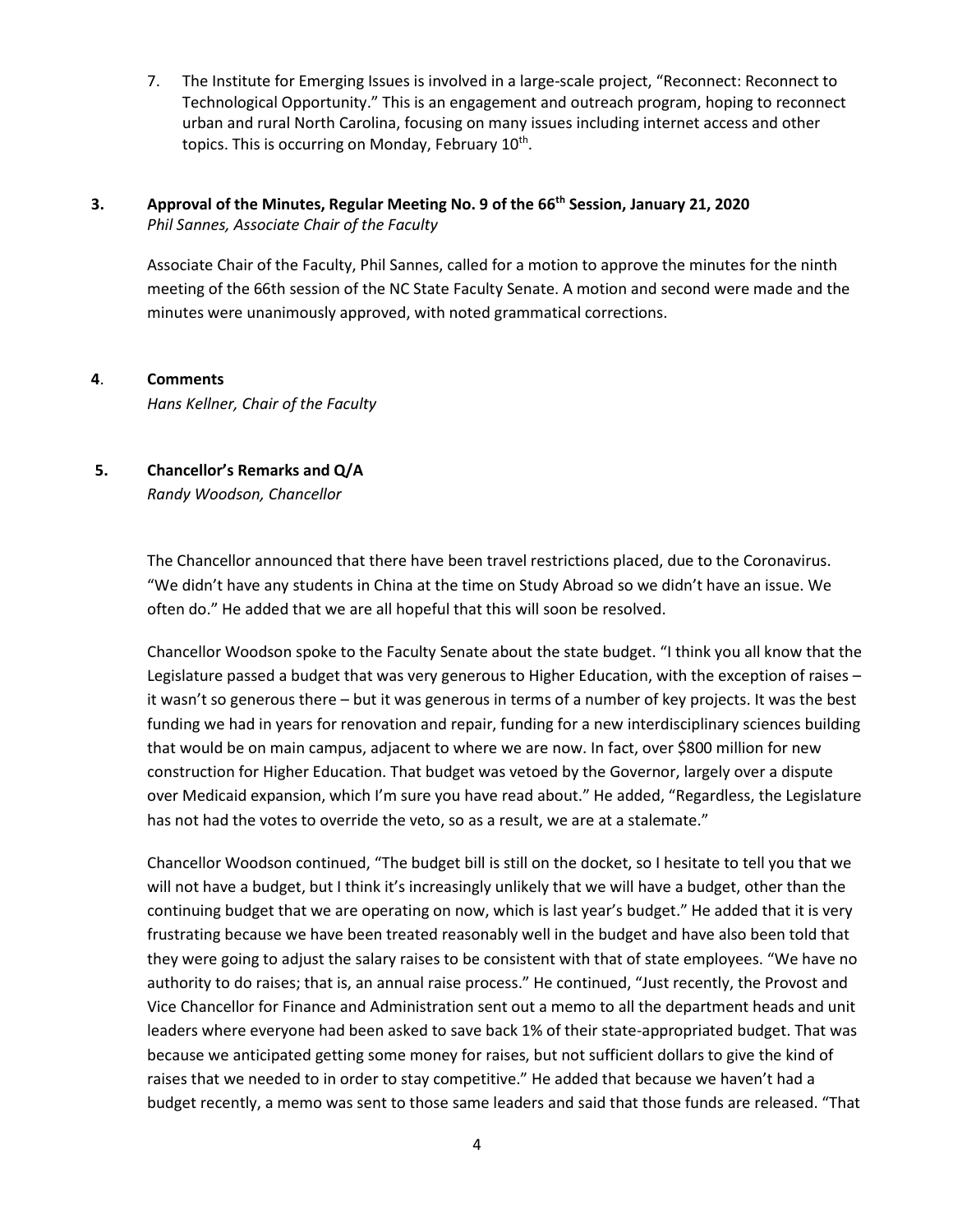7. The Institute for Emerging Issues is involved in a large-scale project, "Reconnect: Reconnect to Technological Opportunity." This is an engagement and outreach program, hoping to reconnect urban and rural North Carolina, focusing on many issues including internet access and other topics. This is occurring on Monday, February 10th.

### 3. Approval of the Minutes, Regular Meeting No. 9 of the 66th Session, January 21, 2020

*Phil Sannes, Associate Chair of the Faculty*

Associate Chair of the Faculty, Phil Sannes, called for a motion to approve the minutes for the ninth meeting of the 66th session of the NC State Faculty Senate. A motion and second were made and the minutes were unanimously approved, with noted grammatical corrections.

### 4. Comments

*Hans Kellner, Chair of the Faculty*

### 5. Chancellor's Remarks and Q/A

*Randy Woodson, Chancellor*

The Chancellor announced that there have been travel restrictions placed, due to the Coronavirus. "We didn't have any students in China at the time on Study Abroad so we didn't have an issue. We often do." He added that we are all hopeful that this will soon be resolved.

Chancellor Woodson spoke to the Faculty Senate about the state budget. "I think you all know that the Legislature passed a budget that was very generous to Higher Education, with the exception of raises – it wasn't so generous there – but it was generous in terms of a number of key projects. It was the best funding we had in years for renovation and repair, funding for a new interdisciplinary sciences building that would be on main campus, adjacent to where we are now. In fact, over $800 million for new construction for Higher Education. That budget was vetoed by the Governor, largely over a dispute over Medicaid expansion, which I'm sure you have read about." He added, "Regardless, the Legislature has not had the votes to override the veto, so as a result, we are at a stalemate."

Chancellor Woodson continued, "The budget bill is still on the docket, so I hesitate to tell you that we will not have a budget, but I think it's increasingly unlikely that we will have a budget, other than the continuing budget that we are operating on now, which is last year's budget." He added that it is very frustrating because we have been treated reasonably well in the budget and have also been told that they were going to adjust the salary raises to be consistent with that of state employees. "We have no authority to do raises; that is, an annual raise process." He continued, "Just recently, the Provost and Vice Chancellor for Finance and Administration sent out a memo to all the department heads and unit leaders where everyone had been asked to save back 1% of their state-appropriated budget. That was because we anticipated getting some money for raises, but not sufficient dollars to give the kind of raises that we needed to in order to stay competitive." He added that because we haven't had a budget recently, a memo was sent to those same leaders and said that those funds are released. "That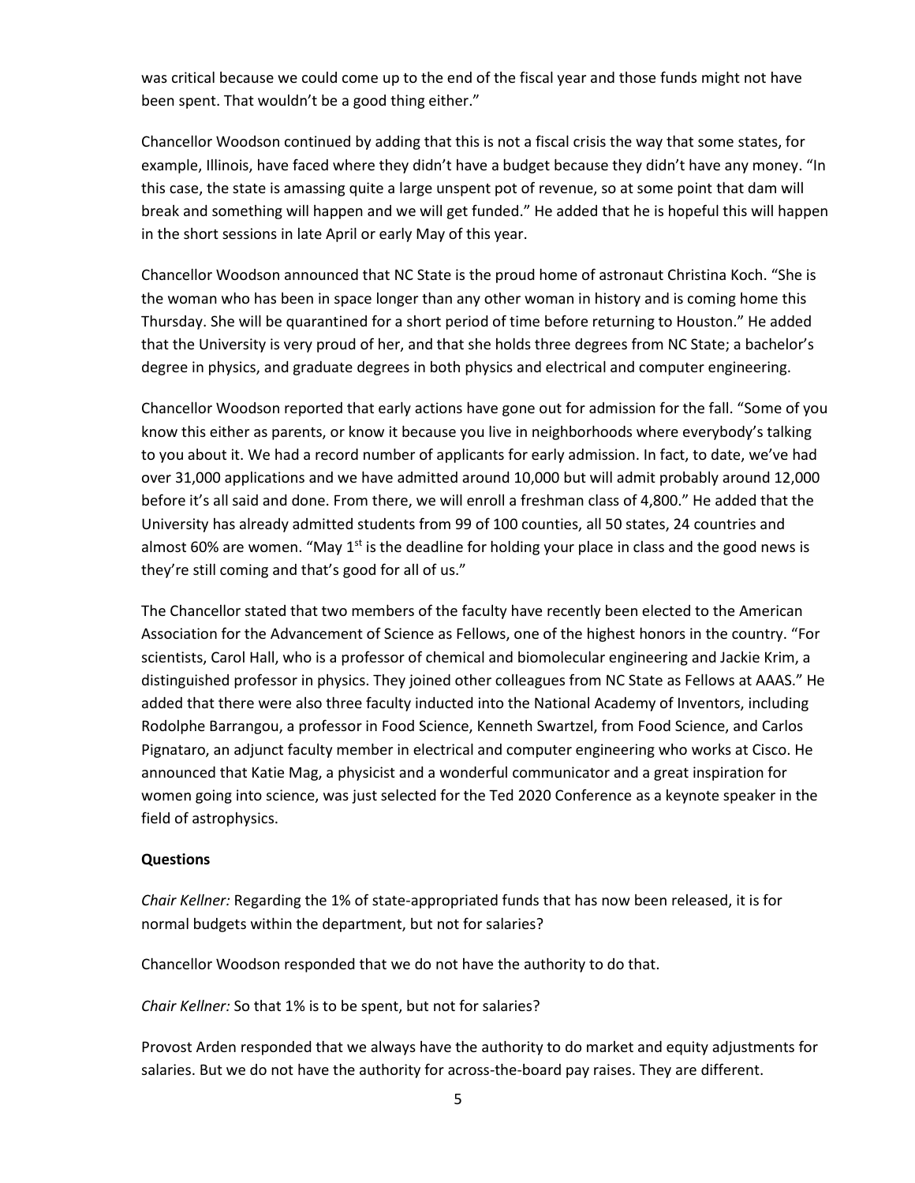was critical because we could come up to the end of the fiscal year and those funds might not have been spent. That wouldn't be a good thing either."

Chancellor Woodson continued by adding that this is not a fiscal crisis the way that some states, for example, Illinois, have faced where they didn't have a budget because they didn't have any money. "In this case, the state is amassing quite a large unspent pot of revenue, so at some point that dam will break and something will happen and we will get funded." He added that he is hopeful this will happen in the short sessions in late April or early May of this year.

Chancellor Woodson announced that NC State is the proud home of astronaut Christina Koch. "She is the woman who has been in space longer than any other woman in history and is coming home this Thursday. She will be quarantined for a short period of time before returning to Houston." He added that the University is very proud of her, and that she holds three degrees from NC State; a bachelor's degree in physics, and graduate degrees in both physics and electrical and computer engineering.

Chancellor Woodson reported that early actions have gone out for admission for the fall. "Some of you know this either as parents, or know it because you live in neighborhoods where everybody's talking to you about it. We had a record number of applicants for early admission. In fact, to date, we've had over 31,000 applications and we have admitted around 10,000 but will admit probably around 12,000 before it's all said and done. From there, we will enroll a freshman class of 4,800." He added that the University has already admitted students from 99 of 100 counties, all 50 states, 24 countries and almost 60% are women. "May 1st is the deadline for holding your place in class and the good news is they're still coming and that's good for all of us."

The Chancellor stated that two members of the faculty have recently been elected to the American Association for the Advancement of Science as Fellows, one of the highest honors in the country. "For scientists, Carol Hall, who is a professor of chemical and biomolecular engineering and Jackie Krim, a distinguished professor in physics. They joined other colleagues from NC State as Fellows at AAAS." He added that there were also three faculty inducted into the National Academy of Inventors, including Rodolphe Barrangou, a professor in Food Science, Kenneth Swartzel, from Food Science, and Carlos Pignataro, an adjunct faculty member in electrical and computer engineering who works at Cisco. He announced that Katie Mag, a physicist and a wonderful communicator and a great inspiration for women going into science, was just selected for the Ted 2020 Conference as a keynote speaker in the field of astrophysics.

**Questions**

*Chair Kellner:* Regarding the 1% of state-appropriated funds that has now been released, it is for normal budgets within the department, but not for salaries?

Chancellor Woodson responded that we do not have the authority to do that.

*Chair Kellner:* So that 1% is to be spent, but not for salaries?

Provost Arden responded that we always have the authority to do market and equity adjustments for salaries. But we do not have the authority for across-the-board pay raises. They are different.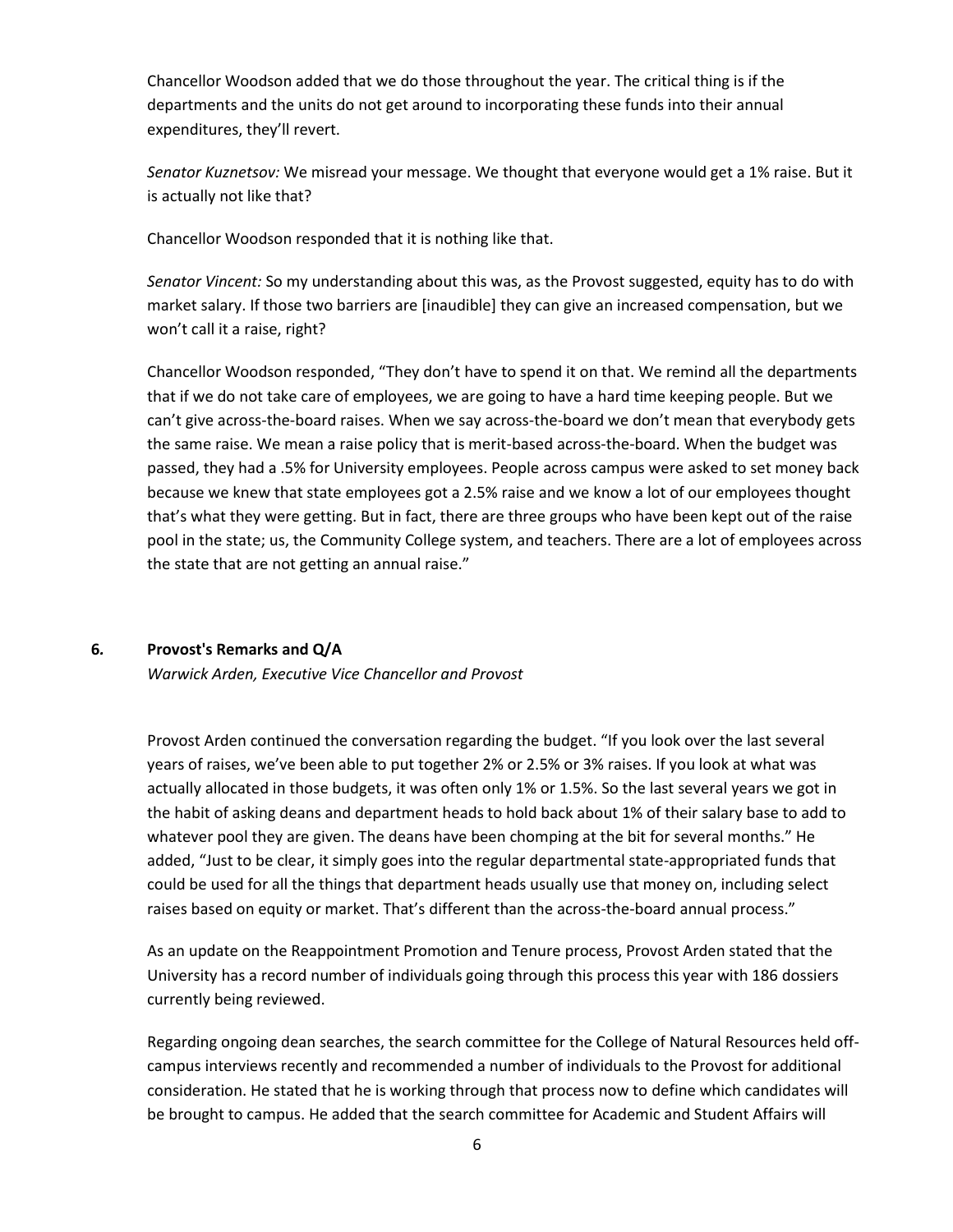Chancellor Woodson added that we do those throughout the year. The critical thing is if the departments and the units do not get around to incorporating these funds into their annual expenditures, they'll revert.

*Senator Kuznetsov:* We misread your message. We thought that everyone would get a 1% raise. But it is actually not like that?

Chancellor Woodson responded that it is nothing like that.

*Senator Vincent:* So my understanding about this was, as the Provost suggested, equity has to do with market salary. If those two barriers are [inaudible] they can give an increased compensation, but we won't call it a raise, right?

Chancellor Woodson responded, "They don't have to spend it on that. We remind all the departments that if we do not take care of employees, we are going to have a hard time keeping people. But we can't give across-the-board raises. When we say across-the-board we don't mean that everybody gets the same raise. We mean a raise policy that is merit-based across-the-board. When the budget was passed, they had a .5% for University employees. People across campus were asked to set money back because we knew that state employees got a 2.5% raise and we know a lot of our employees thought that's what they were getting. But in fact, there are three groups who have been kept out of the raise pool in the state; us, the Community College system, and teachers. There are a lot of employees across the state that are not getting an annual raise."

## 6. Provost's Remarks and Q/A

*Warwick Arden, Executive Vice Chancellor and Provost*

Provost Arden continued the conversation regarding the budget. "If you look over the last several years of raises, we've been able to put together 2% or 2.5% or 3% raises. If you look at what was actually allocated in those budgets, it was often only 1% or 1.5%. So the last several years we got in the habit of asking deans and department heads to hold back about 1% of their salary base to add to whatever pool they are given. The deans have been chomping at the bit for several months." He added, "Just to be clear, it simply goes into the regular departmental state-appropriated funds that could be used for all the things that department heads usually use that money on, including select raises based on equity or market. That's different than the across-the-board annual process."

As an update on the Reappointment Promotion and Tenure process, Provost Arden stated that the University has a record number of individuals going through this process this year with 186 dossiers currently being reviewed.

Regarding ongoing dean searches, the search committee for the College of Natural Resources held off-campus interviews recently and recommended a number of individuals to the Provost for additional consideration. He stated that he is working through that process now to define which candidates will be brought to campus. He added that the search committee for Academic and Student Affairs will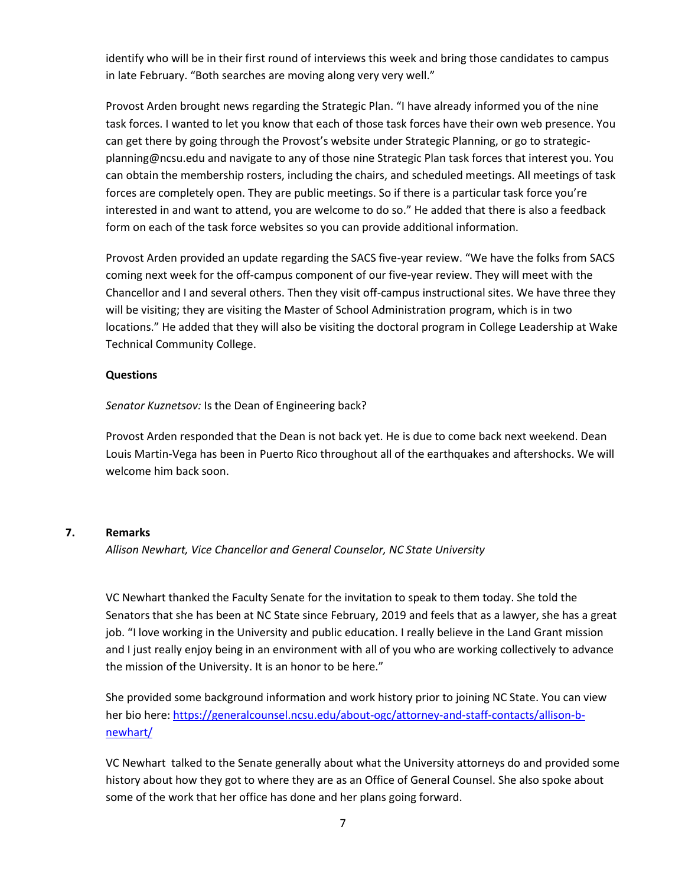identify who will be in their first round of interviews this week and bring those candidates to campus in late February. "Both searches are moving along very very well."

Provost Arden brought news regarding the Strategic Plan. "I have already informed you of the nine task forces. I wanted to let you know that each of those task forces have their own web presence. You can get there by going through the Provost's website under Strategic Planning, or go to strategic-planning@ncsu.edu and navigate to any of those nine Strategic Plan task forces that interest you. You can obtain the membership rosters, including the chairs, and scheduled meetings. All meetings of task forces are completely open. They are public meetings. So if there is a particular task force you're interested in and want to attend, you are welcome to do so." He added that there is also a feedback form on each of the task force websites so you can provide additional information.

Provost Arden provided an update regarding the SACS five-year review. "We have the folks from SACS coming next week for the off-campus component of our five-year review. They will meet with the Chancellor and I and several others. Then they visit off-campus instructional sites. We have three they will be visiting; they are visiting the Master of School Administration program, which is in two locations." He added that they will also be visiting the doctoral program in College Leadership at Wake Technical Community College.

**Questions**

*Senator Kuznetsov:* Is the Dean of Engineering back?

Provost Arden responded that the Dean is not back yet. He is due to come back next weekend. Dean Louis Martin-Vega has been in Puerto Rico throughout all of the earthquakes and aftershocks. We will welcome him back soon.

## 7. Remarks

*Allison Newhart, Vice Chancellor and General Counselor, NC State University*

VC Newhart thanked the Faculty Senate for the invitation to speak to them today. She told the Senators that she has been at NC State since February, 2019 and feels that as a lawyer, she has a great job. "I love working in the University and public education. I really believe in the Land Grant mission and I just really enjoy being in an environment with all of you who are working collectively to advance the mission of the University. It is an honor to be here."

She provided some background information and work history prior to joining NC State. You can view her bio here: https://generalcounsel.ncsu.edu/about-ogc/attorney-and-staff-contacts/allison-b-newhart/

VC Newhart talked to the Senate generally about what the University attorneys do and provided some history about how they got to where they are as an Office of General Counsel. She also spoke about some of the work that her office has done and her plans going forward.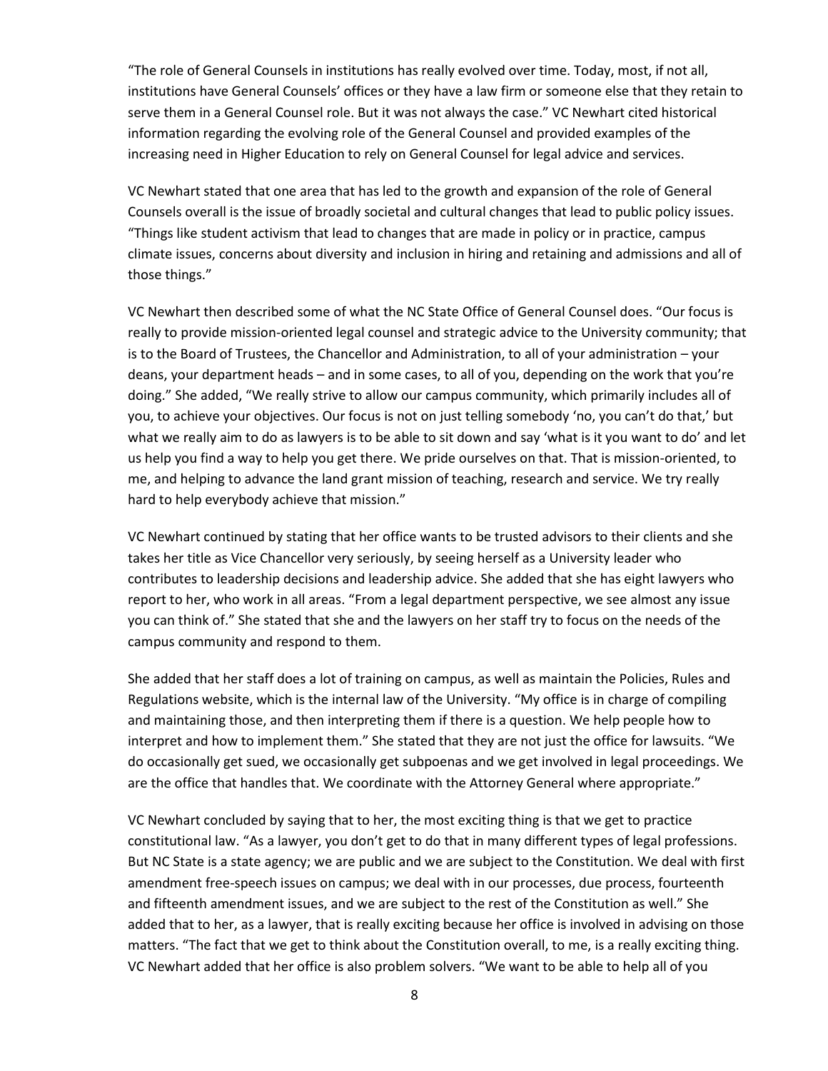"The role of General Counsels in institutions has really evolved over time. Today, most, if not all, institutions have General Counsels' offices or they have a law firm or someone else that they retain to serve them in a General Counsel role. But it was not always the case." VC Newhart cited historical information regarding the evolving role of the General Counsel and provided examples of the increasing need in Higher Education to rely on General Counsel for legal advice and services.

VC Newhart stated that one area that has led to the growth and expansion of the role of General Counsels overall is the issue of broadly societal and cultural changes that lead to public policy issues. "Things like student activism that lead to changes that are made in policy or in practice, campus climate issues, concerns about diversity and inclusion in hiring and retaining and admissions and all of those things."

VC Newhart then described some of what the NC State Office of General Counsel does. "Our focus is really to provide mission-oriented legal counsel and strategic advice to the University community; that is to the Board of Trustees, the Chancellor and Administration, to all of your administration – your deans, your department heads – and in some cases, to all of you, depending on the work that you're doing." She added, "We really strive to allow our campus community, which primarily includes all of you, to achieve your objectives. Our focus is not on just telling somebody 'no, you can't do that,' but what we really aim to do as lawyers is to be able to sit down and say 'what is it you want to do' and let us help you find a way to help you get there. We pride ourselves on that. That is mission-oriented, to me, and helping to advance the land grant mission of teaching, research and service. We try really hard to help everybody achieve that mission."

VC Newhart continued by stating that her office wants to be trusted advisors to their clients and she takes her title as Vice Chancellor very seriously, by seeing herself as a University leader who contributes to leadership decisions and leadership advice. She added that she has eight lawyers who report to her, who work in all areas. "From a legal department perspective, we see almost any issue you can think of." She stated that she and the lawyers on her staff try to focus on the needs of the campus community and respond to them.

She added that her staff does a lot of training on campus, as well as maintain the Policies, Rules and Regulations website, which is the internal law of the University. "My office is in charge of compiling and maintaining those, and then interpreting them if there is a question. We help people how to interpret and how to implement them." She stated that they are not just the office for lawsuits. "We do occasionally get sued, we occasionally get subpoenas and we get involved in legal proceedings. We are the office that handles that. We coordinate with the Attorney General where appropriate."

VC Newhart concluded by saying that to her, the most exciting thing is that we get to practice constitutional law. "As a lawyer, you don't get to do that in many different types of legal professions. But NC State is a state agency; we are public and we are subject to the Constitution. We deal with first amendment free-speech issues on campus; we deal with in our processes, due process, fourteenth and fifteenth amendment issues, and we are subject to the rest of the Constitution as well." She added that to her, as a lawyer, that is really exciting because her office is involved in advising on those matters. "The fact that we get to think about the Constitution overall, to me, is a really exciting thing. VC Newhart added that her office is also problem solvers. "We want to be able to help all of you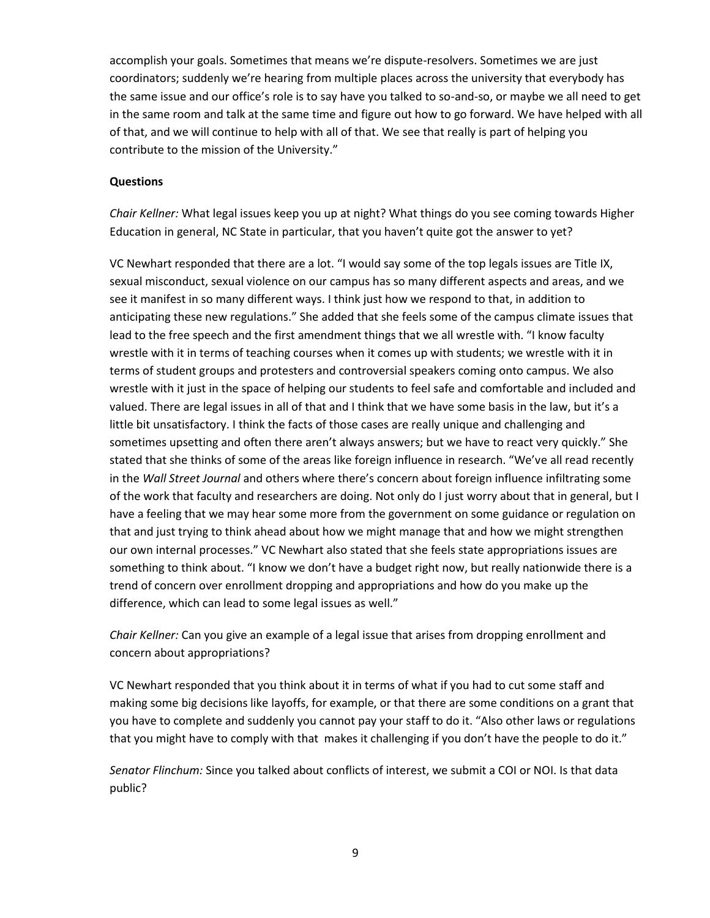accomplish your goals. Sometimes that means we're dispute-resolvers. Sometimes we are just coordinators; suddenly we're hearing from multiple places across the university that everybody has the same issue and our office's role is to say have you talked to so-and-so, or maybe we all need to get in the same room and talk at the same time and figure out how to go forward. We have helped with all of that, and we will continue to help with all of that. We see that really is part of helping you contribute to the mission of the University."

**Questions**

*Chair Kellner:* What legal issues keep you up at night? What things do you see coming towards Higher Education in general, NC State in particular, that you haven't quite got the answer to yet?

VC Newhart responded that there are a lot. "I would say some of the top legals issues are Title IX, sexual misconduct, sexual violence on our campus has so many different aspects and areas, and we see it manifest in so many different ways. I think just how we respond to that, in addition to anticipating these new regulations." She added that she feels some of the campus climate issues that lead to the free speech and the first amendment things that we all wrestle with. "I know faculty wrestle with it in terms of teaching courses when it comes up with students; we wrestle with it in terms of student groups and protesters and controversial speakers coming onto campus. We also wrestle with it just in the space of helping our students to feel safe and comfortable and included and valued. There are legal issues in all of that and I think that we have some basis in the law, but it's a little bit unsatisfactory. I think the facts of those cases are really unique and challenging and sometimes upsetting and often there aren't always answers; but we have to react very quickly." She stated that she thinks of some of the areas like foreign influence in research. "We've all read recently in the *Wall Street Journal* and others where there's concern about foreign influence infiltrating some of the work that faculty and researchers are doing. Not only do I just worry about that in general, but I have a feeling that we may hear some more from the government on some guidance or regulation on that and just trying to think ahead about how we might manage that and how we might strengthen our own internal processes." VC Newhart also stated that she feels state appropriations issues are something to think about. "I know we don't have a budget right now, but really nationwide there is a trend of concern over enrollment dropping and appropriations and how do you make up the difference, which can lead to some legal issues as well."

*Chair Kellner:* Can you give an example of a legal issue that arises from dropping enrollment and concern about appropriations?

VC Newhart responded that you think about it in terms of what if you had to cut some staff and making some big decisions like layoffs, for example, or that there are some conditions on a grant that you have to complete and suddenly you cannot pay your staff to do it. "Also other laws or regulations that you might have to comply with that makes it challenging if you don't have the people to do it."

*Senator Flinchum:* Since you talked about conflicts of interest, we submit a COI or NOI. Is that data public?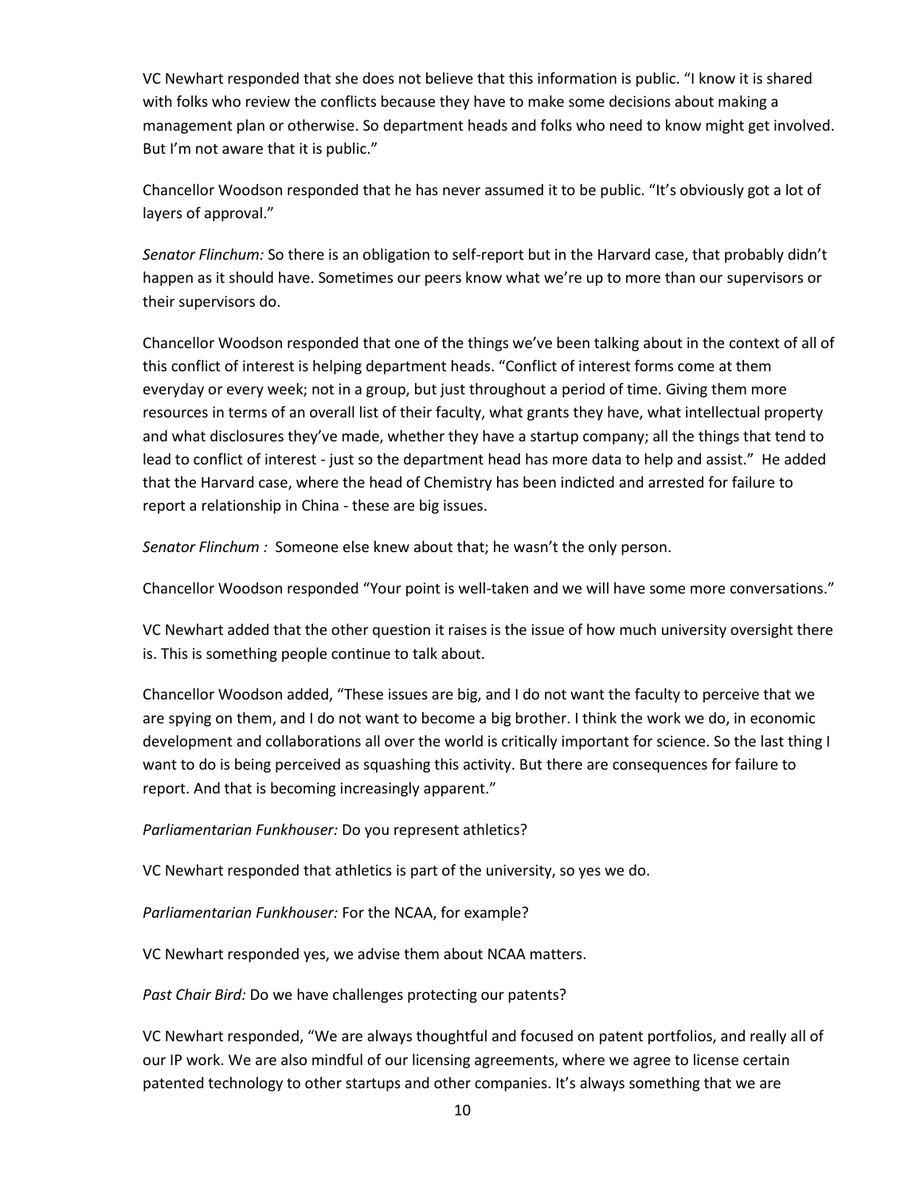VC Newhart responded that she does not believe that this information is public. "I know it is shared with folks who review the conflicts because they have to make some decisions about making a management plan or otherwise. So department heads and folks who need to know might get involved. But I'm not aware that it is public."

Chancellor Woodson responded that he has never assumed it to be public. "It's obviously got a lot of layers of approval."

*Senator Flinchum:* So there is an obligation to self-report but in the Harvard case, that probably didn't happen as it should have. Sometimes our peers know what we're up to more than our supervisors or their supervisors do.

Chancellor Woodson responded that one of the things we've been talking about in the context of all of this conflict of interest is helping department heads. "Conflict of interest forms come at them everyday or every week; not in a group, but just throughout a period of time. Giving them more resources in terms of an overall list of their faculty, what grants they have, what intellectual property and what disclosures they've made, whether they have a startup company; all the things that tend to lead to conflict of interest - just so the department head has more data to help and assist." He added that the Harvard case, where the head of Chemistry has been indicted and arrested for failure to report a relationship in China - these are big issues.

*Senator Flinchum :* Someone else knew about that; he wasn't the only person.

Chancellor Woodson responded "Your point is well-taken and we will have some more conversations."

VC Newhart added that the other question it raises is the issue of how much university oversight there is. This is something people continue to talk about.

Chancellor Woodson added, "These issues are big, and I do not want the faculty to perceive that we are spying on them, and I do not want to become a big brother. I think the work we do, in economic development and collaborations all over the world is critically important for science. So the last thing I want to do is being perceived as squashing this activity. But there are consequences for failure to report. And that is becoming increasingly apparent."

*Parliamentarian Funkhouser:* Do you represent athletics?

VC Newhart responded that athletics is part of the university, so yes we do.

*Parliamentarian Funkhouser:* For the NCAA, for example?

VC Newhart responded yes, we advise them about NCAA matters.

*Past Chair Bird:* Do we have challenges protecting our patents?

VC Newhart responded, "We are always thoughtful and focused on patent portfolios, and really all of our IP work. We are also mindful of our licensing agreements, where we agree to license certain patented technology to other startups and other companies. It's always something that we are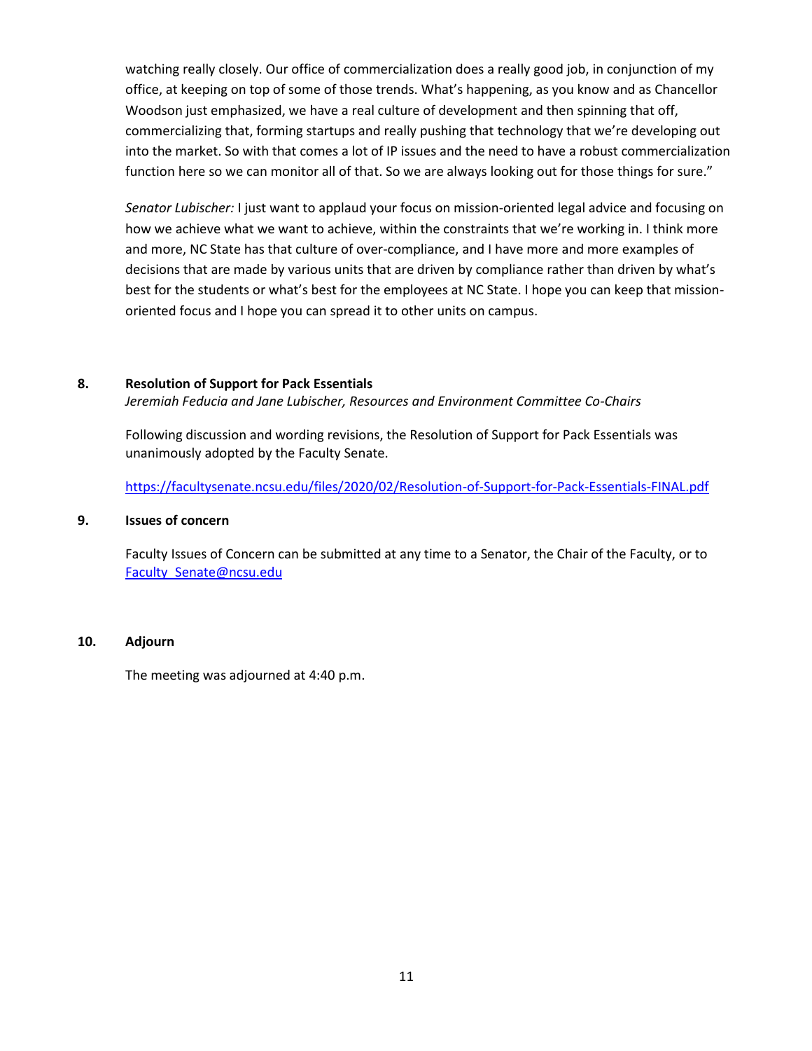watching really closely. Our office of commercialization does a really good job, in conjunction of my office, at keeping on top of some of those trends. What's happening, as you know and as Chancellor Woodson just emphasized, we have a real culture of development and then spinning that off, commercializing that, forming startups and really pushing that technology that we're developing out into the market. So with that comes a lot of IP issues and the need to have a robust commercialization function here so we can monitor all of that. So we are always looking out for those things for sure."

*Senator Lubischer:* I just want to applaud your focus on mission-oriented legal advice and focusing on how we achieve what we want to achieve, within the constraints that we're working in. I think more and more, NC State has that culture of over-compliance, and I have more and more examples of decisions that are made by various units that are driven by compliance rather than driven by what's best for the students or what's best for the employees at NC State. I hope you can keep that mission-oriented focus and I hope you can spread it to other units on campus.

**8. Resolution of Support for Pack Essentials**

*Jeremiah Feducia and Jane Lubischer, Resources and Environment Committee Co-Chairs*

Following discussion and wording revisions, the Resolution of Support for Pack Essentials was unanimously adopted by the Faculty Senate.

https://facultysenate.ncsu.edu/files/2020/02/Resolution-of-Support-for-Pack-Essentials-FINAL.pdf

**9. Issues of concern**

Faculty Issues of Concern can be submitted at any time to a Senator, the Chair of the Faculty, or to Faculty_Senate@ncsu.edu

**10. Adjourn**

The meeting was adjourned at 4:40 p.m.